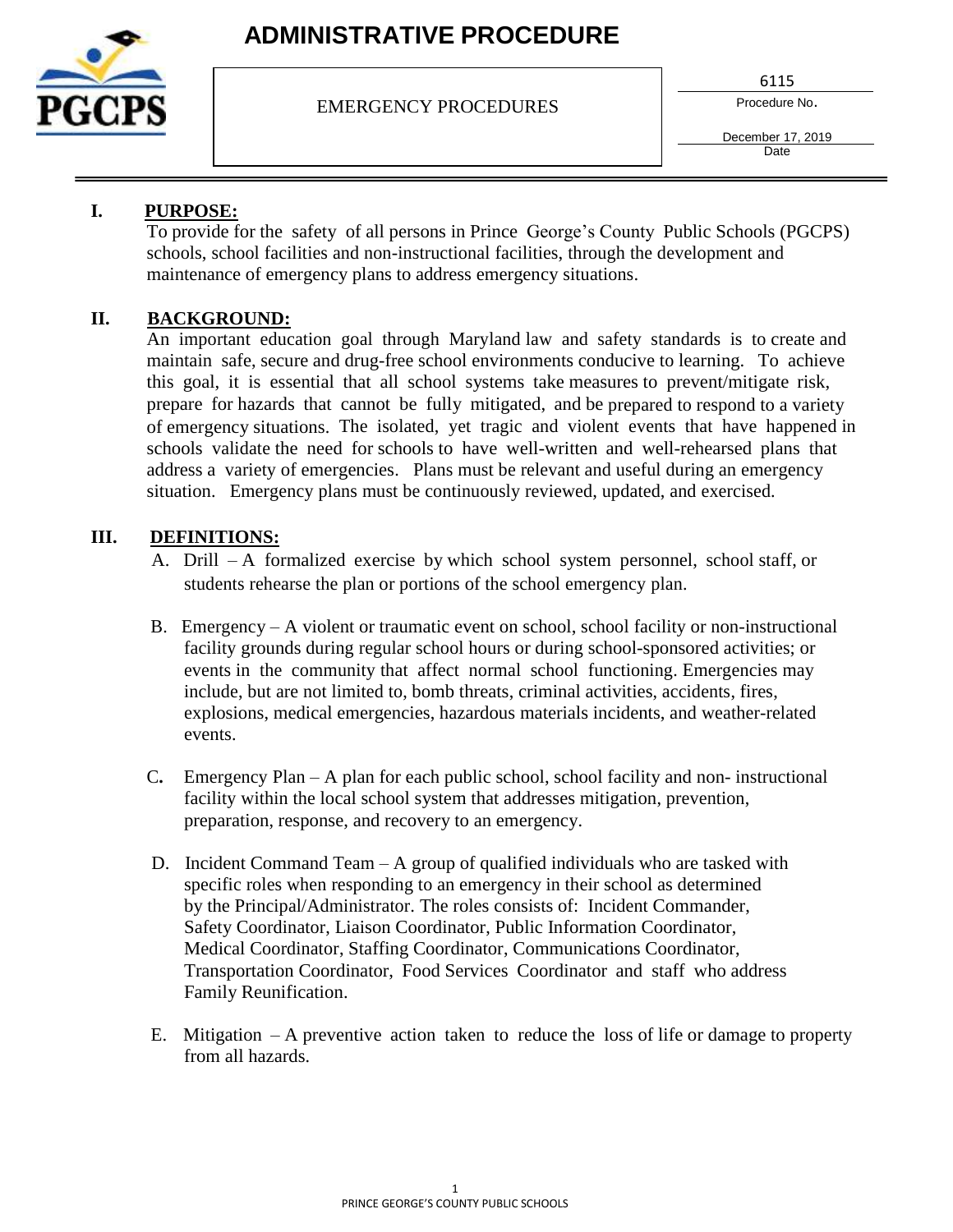# ADMINISTRATIVE PROCEDURE

**PGCPS**

EMERGENCY PROCEDURES

6115
Procedure No.

December 17, 2019
Date

---

## I. PURPOSE:

To provide for the safety of all persons in Prince George's County Public Schools (PGCPS) schools, school facilities and non-instructional facilities, through the development and maintenance of emergency plans to address emergency situations.

## II. BACKGROUND:

An important education goal through Maryland law and safety standards is to create and maintain safe, secure and drug-free school environments conducive to learning. To achieve this goal, it is essential that all school systems take measures to prevent/mitigate risk, prepare for hazards that cannot be fully mitigated, and be prepared to respond to a variety of emergency situations. The isolated, yet tragic and violent events that have happened in schools validate the need for schools to have well-written and well-rehearsed plans that address a variety of emergencies. Plans must be relevant and useful during an emergency situation. Emergency plans must be continuously reviewed, updated, and exercised.

## III. DEFINITIONS:

A. Drill – A formalized exercise by which school system personnel, school staff, or students rehearse the plan or portions of the school emergency plan.

B. Emergency – A violent or traumatic event on school, school facility or non-instructional facility grounds during regular school hours or during school-sponsored activities; or events in the community that affect normal school functioning. Emergencies may include, but are not limited to, bomb threats, criminal activities, accidents, fires, explosions, medical emergencies, hazardous materials incidents, and weather-related events.

C. Emergency Plan – A plan for each public school, school facility and non- instructional facility within the local school system that addresses mitigation, prevention, preparation, response, and recovery to an emergency.

D. Incident Command Team – A group of qualified individuals who are tasked with specific roles when responding to an emergency in their school as determined by the Principal/Administrator. The roles consists of: Incident Commander, Safety Coordinator, Liaison Coordinator, Public Information Coordinator, Medical Coordinator, Staffing Coordinator, Communications Coordinator, Transportation Coordinator, Food Services Coordinator and staff who address Family Reunification.

E. Mitigation – A preventive action taken to reduce the loss of life or damage to property from all hazards.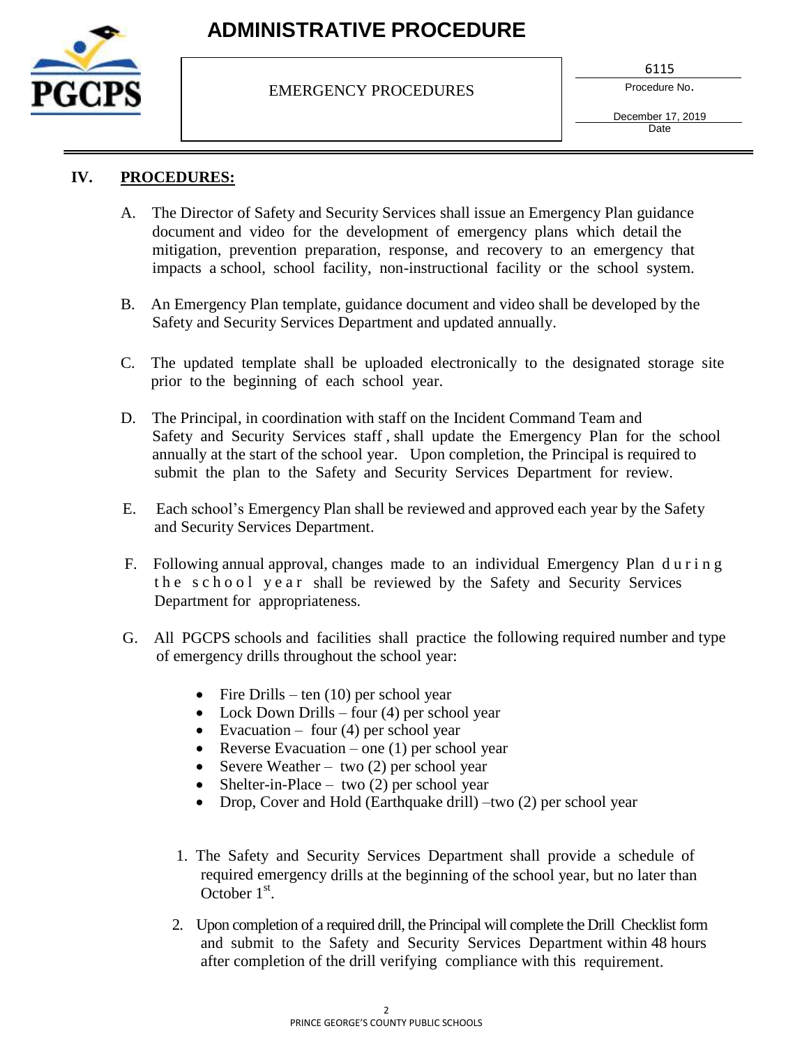## IV. PROCEDURES:

A. The Director of Safety and Security Services shall issue an Emergency Plan guidance document and video for the development of emergency plans which detail the mitigation, prevention preparation, response, and recovery to an emergency that impacts a school, school facility, non-instructional facility or the school system.

B. An Emergency Plan template, guidance document and video shall be developed by the Safety and Security Services Department and updated annually.

C. The updated template shall be uploaded electronically to the designated storage site prior to the beginning of each school year.

D. The Principal, in coordination with staff on the Incident Command Team and Safety and Security Services staff , shall update the Emergency Plan for the school annually at the start of the school year. Upon completion, the Principal is required to submit the plan to the Safety and Security Services Department for review.

E. Each school's Emergency Plan shall be reviewed and approved each year by the Safety and Security Services Department.

F. Following annual approval, changes made to an individual Emergency Plan during the school year shall be reviewed by the Safety and Security Services Department for appropriateness.

G. All PGCPS schools and facilities shall practice the following required number and type of emergency drills throughout the school year:

- Fire Drills – ten (10) per school year
- Lock Down Drills – four (4) per school year
- Evacuation – four (4) per school year
- Reverse Evacuation – one (1) per school year
- Severe Weather – two (2) per school year
- Shelter-in-Place – two (2) per school year
- Drop, Cover and Hold (Earthquake drill) –two (2) per school year

1. The Safety and Security Services Department shall provide a schedule of required emergency drills at the beginning of the school year, but no later than October 1st.

2. Upon completion of a required drill, the Principal will complete the Drill Checklist form and submit to the Safety and Security Services Department within 48 hours after completion of the drill verifying compliance with this requirement.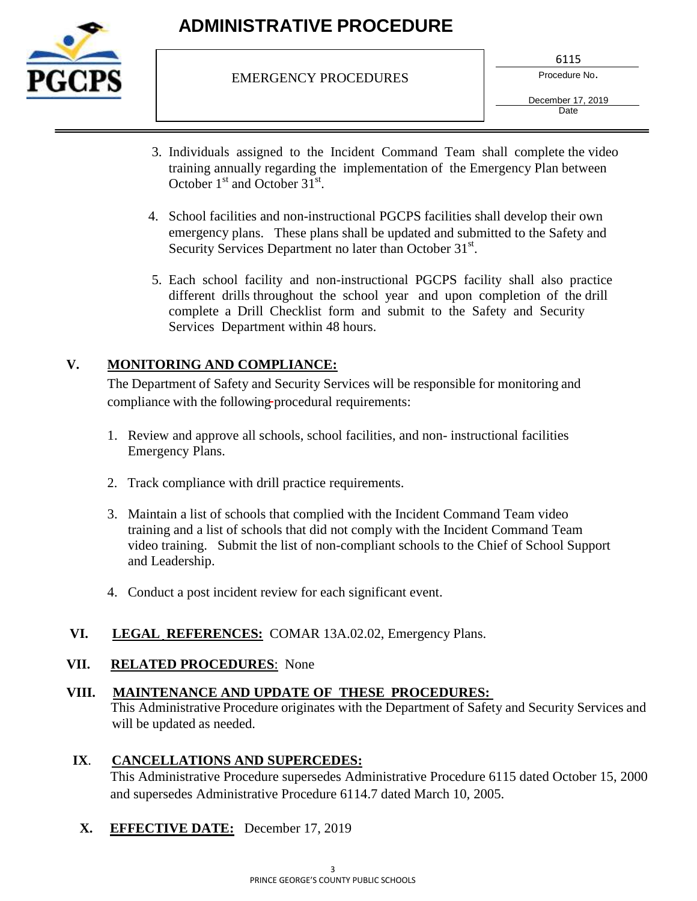3. Individuals assigned to the Incident Command Team shall complete the video training annually regarding the implementation of the Emergency Plan between October 1st and October 31st.

4. School facilities and non-instructional PGCPS facilities shall develop their own emergency plans. These plans shall be updated and submitted to the Safety and Security Services Department no later than October 31st.

5. Each school facility and non-instructional PGCPS facility shall also practice different drills throughout the school year and upon completion of the drill complete a Drill Checklist form and submit to the Safety and Security Services Department within 48 hours.

## V. MONITORING AND COMPLIANCE:

The Department of Safety and Security Services will be responsible for monitoring and compliance with the following procedural requirements:

1. Review and approve all schools, school facilities, and non- instructional facilities Emergency Plans.

2. Track compliance with drill practice requirements.

3. Maintain a list of schools that complied with the Incident Command Team video training and a list of schools that did not comply with the Incident Command Team video training. Submit the list of non-compliant schools to the Chief of School Support and Leadership.

4. Conduct a post incident review for each significant event.

## VI. LEGAL REFERENCES:

COMAR 13A.02.02, Emergency Plans.

## VII. RELATED PROCEDURES:

None

## VIII. MAINTENANCE AND UPDATE OF THESE PROCEDURES:

This Administrative Procedure originates with the Department of Safety and Security Services and will be updated as needed.

## IX. CANCELLATIONS AND SUPERCEDES:

This Administrative Procedure supersedes Administrative Procedure 6115 dated October 15, 2000 and supersedes Administrative Procedure 6114.7 dated March 10, 2005.

## X. EFFECTIVE DATE:

December 17, 2019